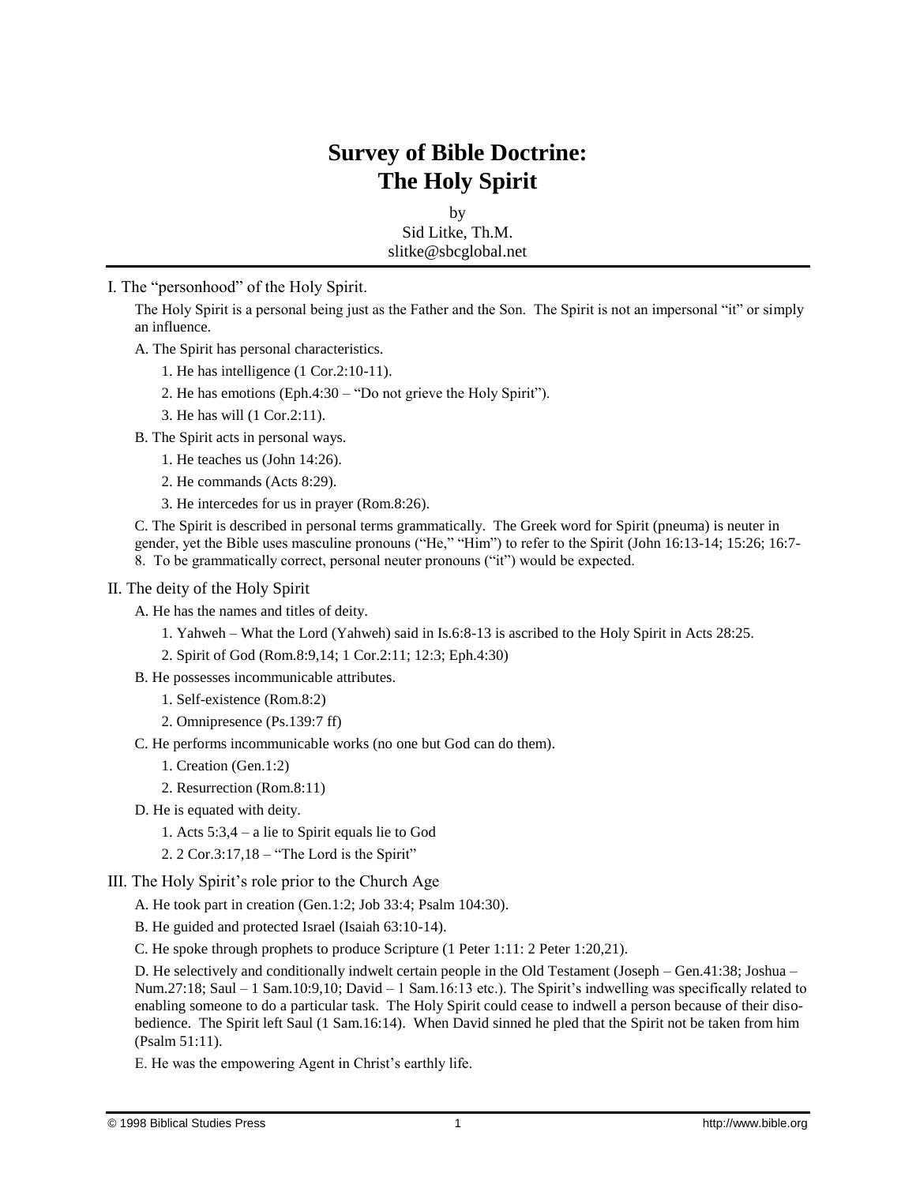# Survey of Bible Doctrine: The Holy Spirit

by
Sid Litke, Th.M.
slitke@sbcglobal.net

## I. The "personhood" of the Holy Spirit.

The Holy Spirit is a personal being just as the Father and the Son. The Spirit is not an impersonal "it" or simply an influence.

A. The Spirit has personal characteristics.

1. He has intelligence (1 Cor.2:10-11).
2. He has emotions (Eph.4:30 – "Do not grieve the Holy Spirit").
3. He has will (1 Cor.2:11).

B. The Spirit acts in personal ways.

1. He teaches us (John 14:26).
2. He commands (Acts 8:29).
3. He intercedes for us in prayer (Rom.8:26).

C. The Spirit is described in personal terms grammatically. The Greek word for Spirit (pneuma) is neuter in gender, yet the Bible uses masculine pronouns ("He," "Him") to refer to the Spirit (John 16:13-14; 15:26; 16:7-8. To be grammatically correct, personal neuter pronouns ("it") would be expected.

## II. The deity of the Holy Spirit

A. He has the names and titles of deity.

1. Yahweh – What the Lord (Yahweh) said in Is.6:8-13 is ascribed to the Holy Spirit in Acts 28:25.
2. Spirit of God (Rom.8:9,14; 1 Cor.2:11; 12:3; Eph.4:30)

B. He possesses incommunicable attributes.

1. Self-existence (Rom.8:2)
2. Omnipresence (Ps.139:7 ff)

C. He performs incommunicable works (no one but God can do them).

1. Creation (Gen.1:2)
2. Resurrection (Rom.8:11)

D. He is equated with deity.

1. Acts 5:3,4 – a lie to Spirit equals lie to God
2. 2 Cor.3:17,18 – "The Lord is the Spirit"

## III. The Holy Spirit's role prior to the Church Age

A. He took part in creation (Gen.1:2; Job 33:4; Psalm 104:30).

B. He guided and protected Israel (Isaiah 63:10-14).

C. He spoke through prophets to produce Scripture (1 Peter 1:11: 2 Peter 1:20,21).

D. He selectively and conditionally indwelt certain people in the Old Testament (Joseph – Gen.41:38; Joshua – Num.27:18; Saul – 1 Sam.10:9,10; David – 1 Sam.16:13 etc.). The Spirit's indwelling was specifically related to enabling someone to do a particular task. The Holy Spirit could cease to indwell a person because of their disobedience. The Spirit left Saul (1 Sam.16:14). When David sinned he pled that the Spirit not be taken from him (Psalm 51:11).

E. He was the empowering Agent in Christ's earthly life.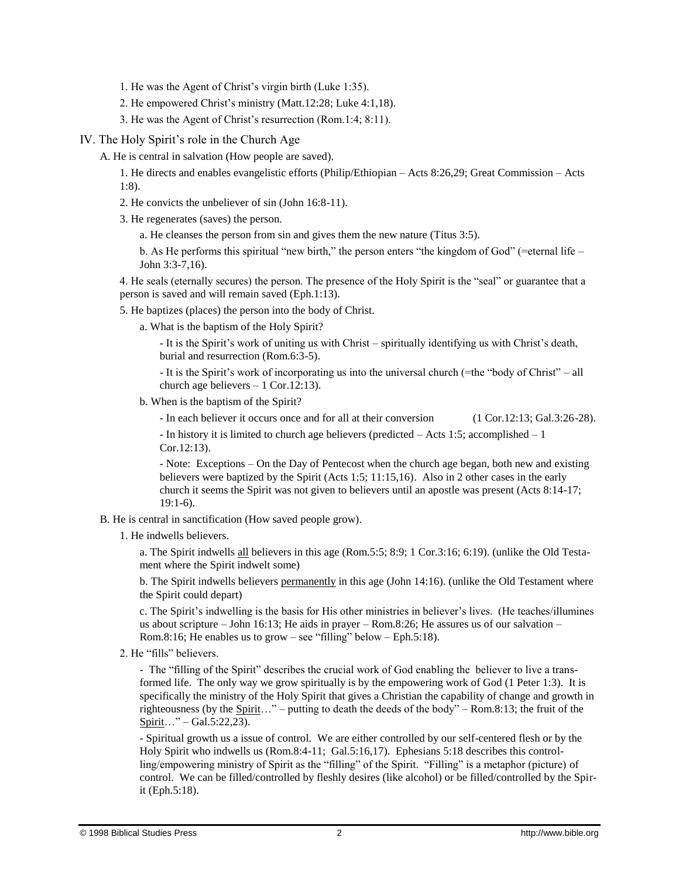1. He was the Agent of Christ's virgin birth (Luke 1:35).

2. He empowered Christ's ministry (Matt.12:28; Luke 4:1,18).

3. He was the Agent of Christ's resurrection (Rom.1:4; 8:11).

## IV. The Holy Spirit's role in the Church Age

A. He is central in salvation (How people are saved).

1. He directs and enables evangelistic efforts (Philip/Ethiopian – Acts 8:26,29; Great Commission – Acts 1:8).

2. He convicts the unbeliever of sin (John 16:8-11).

3. He regenerates (saves) the person.

a. He cleanses the person from sin and gives them the new nature (Titus 3:5).

b. As He performs this spiritual "new birth," the person enters "the kingdom of God" (=eternal life – John 3:3-7,16).

4. He seals (eternally secures) the person. The presence of the Holy Spirit is the "seal" or guarantee that a person is saved and will remain saved (Eph.1:13).

5. He baptizes (places) the person into the body of Christ.

a. What is the baptism of the Holy Spirit?

- It is the Spirit's work of uniting us with Christ – spiritually identifying us with Christ's death, burial and resurrection (Rom.6:3-5).

- It is the Spirit's work of incorporating us into the universal church (=the "body of Christ" – all church age believers – 1 Cor.12:13).

b. When is the baptism of the Spirit?

- In each believer it occurs once and for all at their conversion (1 Cor.12:13; Gal.3:26-28).

- In history it is limited to church age believers (predicted – Acts 1:5; accomplished – 1 Cor.12:13).

- Note: Exceptions – On the Day of Pentecost when the church age began, both new and existing believers were baptized by the Spirit (Acts 1:5; 11:15,16). Also in 2 other cases in the early church it seems the Spirit was not given to believers until an apostle was present (Acts 8:14-17; 19:1-6).

B. He is central in sanctification (How saved people grow).

1. He indwells believers.

a. The Spirit indwells <u>all</u> believers in this age (Rom.5:5; 8:9; 1 Cor.3:16; 6:19). (unlike the Old Testament where the Spirit indwelt some)

b. The Spirit indwells believers <u>permanently</u> in this age (John 14:16). (unlike the Old Testament where the Spirit could depart)

c. The Spirit's indwelling is the basis for His other ministries in believer's lives. (He teaches/illumines us about scripture – John 16:13; He aids in prayer – Rom.8:26; He assures us of our salvation – Rom.8:16; He enables us to grow – see "filling" below – Eph.5:18).

2. He "fills" believers.

- The "filling of the Spirit" describes the crucial work of God enabling the believer to live a transformed life. The only way we grow spiritually is by the empowering work of God (1 Peter 1:3). It is specifically the ministry of the Holy Spirit that gives a Christian the capability of change and growth in righteousness (by the <u>Spirit</u>…" – putting to death the deeds of the body" – Rom.8:13; the fruit of the <u>Spirit</u>…" – Gal.5:22,23).

- Spiritual growth us a issue of control. We are either controlled by our self-centered flesh or by the Holy Spirit who indwells us (Rom.8:4-11; Gal.5:16,17). Ephesians 5:18 describes this controlling/empowering ministry of Spirit as the "filling" of the Spirit. "Filling" is a metaphor (picture) of control. We can be filled/controlled by fleshly desires (like alcohol) or be filled/controlled by the Spirit (Eph.5:18).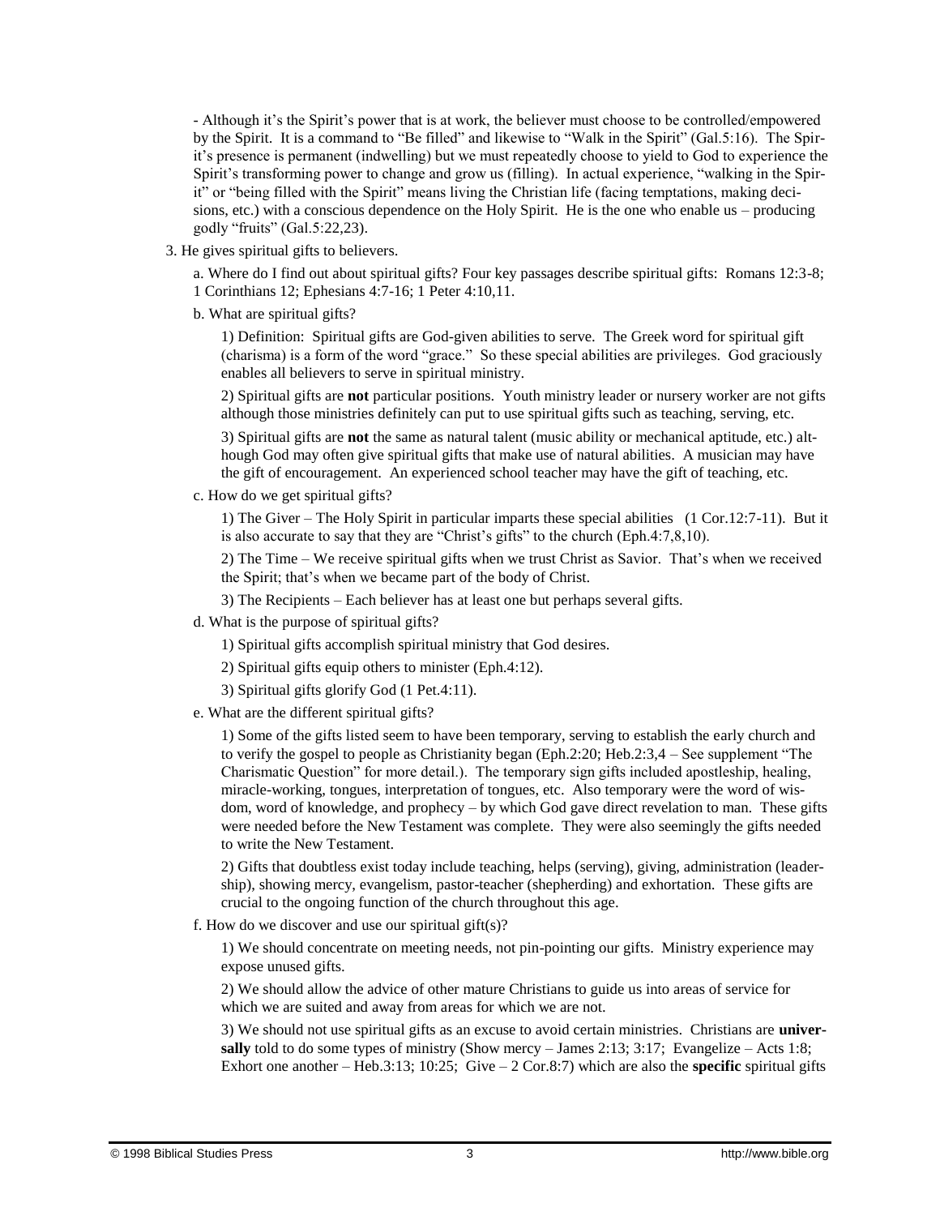- Although it's the Spirit's power that is at work, the believer must choose to be controlled/empowered by the Spirit. It is a command to "Be filled" and likewise to "Walk in the Spirit" (Gal.5:16). The Spirit's presence is permanent (indwelling) but we must repeatedly choose to yield to God to experience the Spirit's transforming power to change and grow us (filling). In actual experience, "walking in the Spirit" or "being filled with the Spirit" means living the Christian life (facing temptations, making decisions, etc.) with a conscious dependence on the Holy Spirit. He is the one who enable us – producing godly "fruits" (Gal.5:22,23).

3. He gives spiritual gifts to believers.

a. Where do I find out about spiritual gifts? Four key passages describe spiritual gifts: Romans 12:3-8; 1 Corinthians 12; Ephesians 4:7-16; 1 Peter 4:10,11.

b. What are spiritual gifts?

1) Definition: Spiritual gifts are God-given abilities to serve. The Greek word for spiritual gift (charisma) is a form of the word "grace." So these special abilities are privileges. God graciously enables all believers to serve in spiritual ministry.

2) Spiritual gifts are **not** particular positions. Youth ministry leader or nursery worker are not gifts although those ministries definitely can put to use spiritual gifts such as teaching, serving, etc.

3) Spiritual gifts are **not** the same as natural talent (music ability or mechanical aptitude, etc.) although God may often give spiritual gifts that make use of natural abilities. A musician may have the gift of encouragement. An experienced school teacher may have the gift of teaching, etc.

c. How do we get spiritual gifts?

1) The Giver – The Holy Spirit in particular imparts these special abilities (1 Cor.12:7-11). But it is also accurate to say that they are "Christ's gifts" to the church (Eph.4:7,8,10).

2) The Time – We receive spiritual gifts when we trust Christ as Savior. That's when we received the Spirit; that's when we became part of the body of Christ.

3) The Recipients – Each believer has at least one but perhaps several gifts.

d. What is the purpose of spiritual gifts?

1) Spiritual gifts accomplish spiritual ministry that God desires.

2) Spiritual gifts equip others to minister (Eph.4:12).

3) Spiritual gifts glorify God (1 Pet.4:11).

e. What are the different spiritual gifts?

1) Some of the gifts listed seem to have been temporary, serving to establish the early church and to verify the gospel to people as Christianity began (Eph.2:20; Heb.2:3,4 – See supplement "The Charismatic Question" for more detail.). The temporary sign gifts included apostleship, healing, miracle-working, tongues, interpretation of tongues, etc. Also temporary were the word of wisdom, word of knowledge, and prophecy – by which God gave direct revelation to man. These gifts were needed before the New Testament was complete. They were also seemingly the gifts needed to write the New Testament.

2) Gifts that doubtless exist today include teaching, helps (serving), giving, administration (leadership), showing mercy, evangelism, pastor-teacher (shepherding) and exhortation. These gifts are crucial to the ongoing function of the church throughout this age.

f. How do we discover and use our spiritual gift(s)?

1) We should concentrate on meeting needs, not pin-pointing our gifts. Ministry experience may expose unused gifts.

2) We should allow the advice of other mature Christians to guide us into areas of service for which we are suited and away from areas for which we are not.

3) We should not use spiritual gifts as an excuse to avoid certain ministries. Christians are **universally** told to do some types of ministry (Show mercy – James 2:13; 3:17; Evangelize – Acts 1:8; Exhort one another – Heb.3:13; 10:25; Give – 2 Cor.8:7) which are also the **specific** spiritual gifts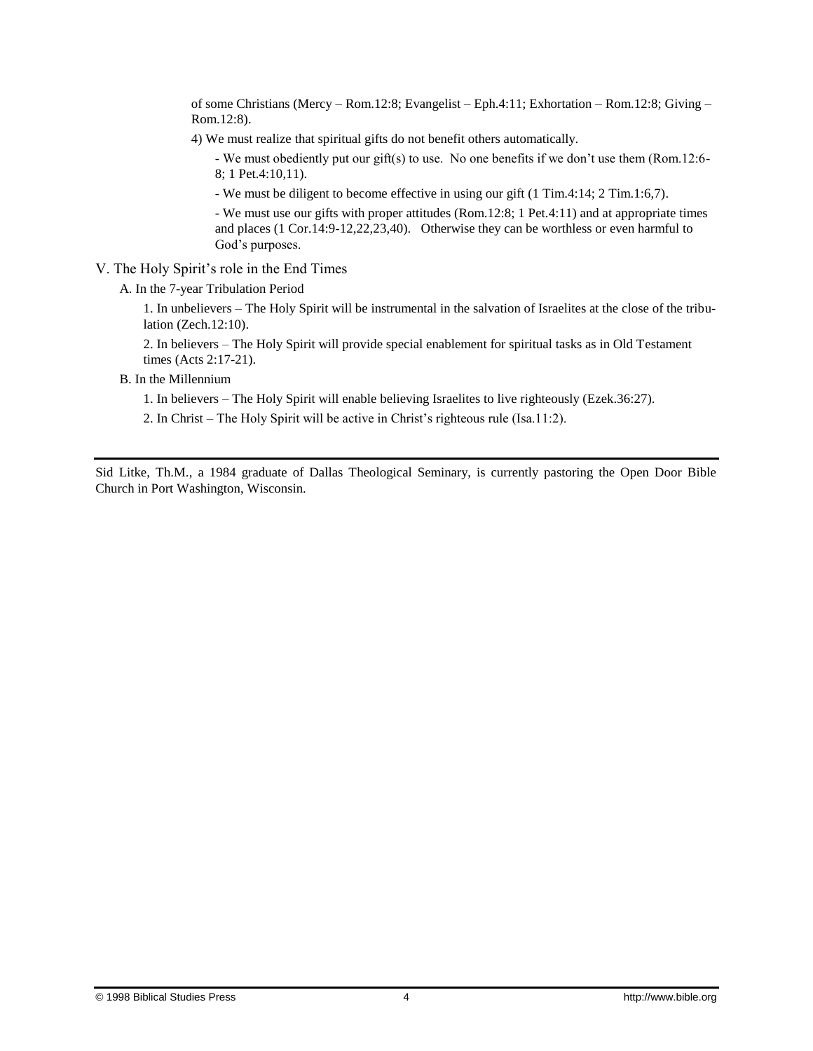of some Christians (Mercy – Rom.12:8; Evangelist – Eph.4:11; Exhortation – Rom.12:8; Giving – Rom.12:8).

4) We must realize that spiritual gifts do not benefit others automatically.

- We must obediently put our gift(s) to use. No one benefits if we don't use them (Rom.12:6-8; 1 Pet.4:10,11).
- We must be diligent to become effective in using our gift (1 Tim.4:14; 2 Tim.1:6,7).
- We must use our gifts with proper attitudes (Rom.12:8; 1 Pet.4:11) and at appropriate times and places (1 Cor.14:9-12,22,23,40). Otherwise they can be worthless or even harmful to God's purposes.

## V. The Holy Spirit's role in the End Times

### A. In the 7-year Tribulation Period

1. In unbelievers – The Holy Spirit will be instrumental in the salvation of Israelites at the close of the tribulation (Zech.12:10).

2. In believers – The Holy Spirit will provide special enablement for spiritual tasks as in Old Testament times (Acts 2:17-21).

### B. In the Millennium

1. In believers – The Holy Spirit will enable believing Israelites to live righteously (Ezek.36:27).

2. In Christ – The Holy Spirit will be active in Christ's righteous rule (Isa.11:2).

---

Sid Litke, Th.M., a 1984 graduate of Dallas Theological Seminary, is currently pastoring the Open Door Bible Church in Port Washington, Wisconsin.